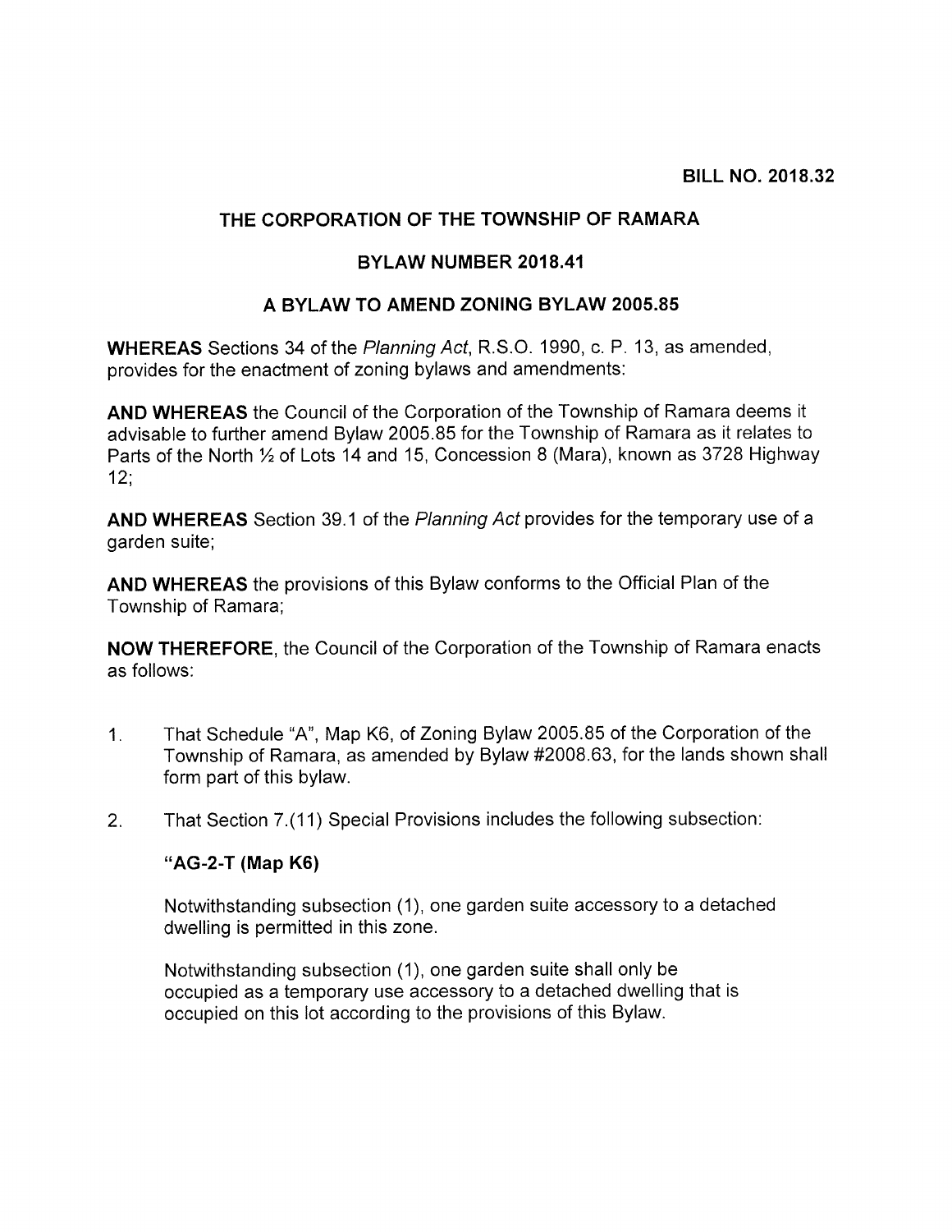**BILL NO. 2018.32**

## THE CORPORATION OF THE TOWNSHIP OF RAMARA

## BYLAW NUMBER 2018.41

## A BYLAW TO AMEND ZONING BYLAW 2005.85

**WHEREAS** Sections 34 of the *Planning Act*, R.S.O. 1990, c. P. 13, as amended, provides for the enactment of zoning bylaws and amendments:

**AND WHEREAS** the Council of the Corporation of the Township of Ramara deems it advisable to further amend Bylaw 2005.85 for the Township of Ramara as it relates to Parts of the North ½ of Lots 14 and 15, Concession 8 (Mara), known as 3728 Highway 12;

**AND WHEREAS** Section 39.1 of the *Planning Act* provides for the temporary use of a garden suite;

**AND WHEREAS** the provisions of this Bylaw conforms to the Official Plan of the Township of Ramara;

**NOW THEREFORE**, the Council of the Corporation of the Township of Ramara enacts as follows:

1. That Schedule "A", Map K6, of Zoning Bylaw 2005.85 of the Corporation of the Township of Ramara, as amended by Bylaw #2008.63, for the lands shown shall form part of this bylaw.

2. That Section 7.(11) Special Provisions includes the following subsection:

   **"AG-2-T (Map K6)**

   Notwithstanding subsection (1), one garden suite accessory to a detached dwelling is permitted in this zone.

   Notwithstanding subsection (1), one garden suite shall only be occupied as a temporary use accessory to a detached dwelling that is occupied on this lot according to the provisions of this Bylaw.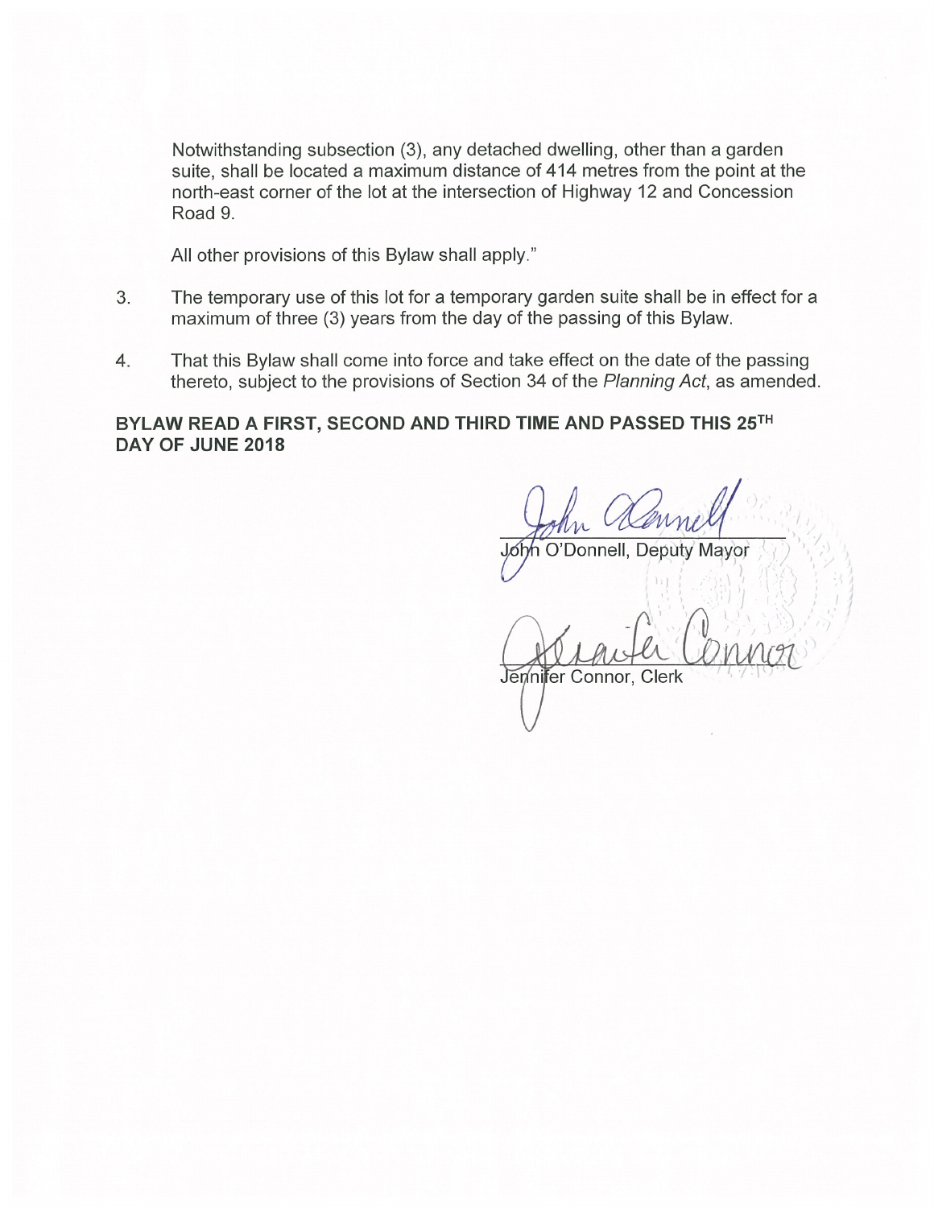Notwithstanding subsection (3), any detached dwelling, other than a garden suite, shall be located a maximum distance of 414 metres from the point at the north-east corner of the lot at the intersection of Highway 12 and Concession Road 9.

All other provisions of this Bylaw shall apply."

3. The temporary use of this lot for a temporary garden suite shall be in effect for a maximum of three (3) years from the day of the passing of this Bylaw.

4. That this Bylaw shall come into force and take effect on the date of the passing thereto, subject to the provisions of Section 34 of the *Planning Act*, as amended.

**BYLAW READ A FIRST, SECOND AND THIRD TIME AND PASSED THIS 25TH DAY OF JUNE 2018**

John O'Donnell, Deputy Mayor

Jennifer Connor, Clerk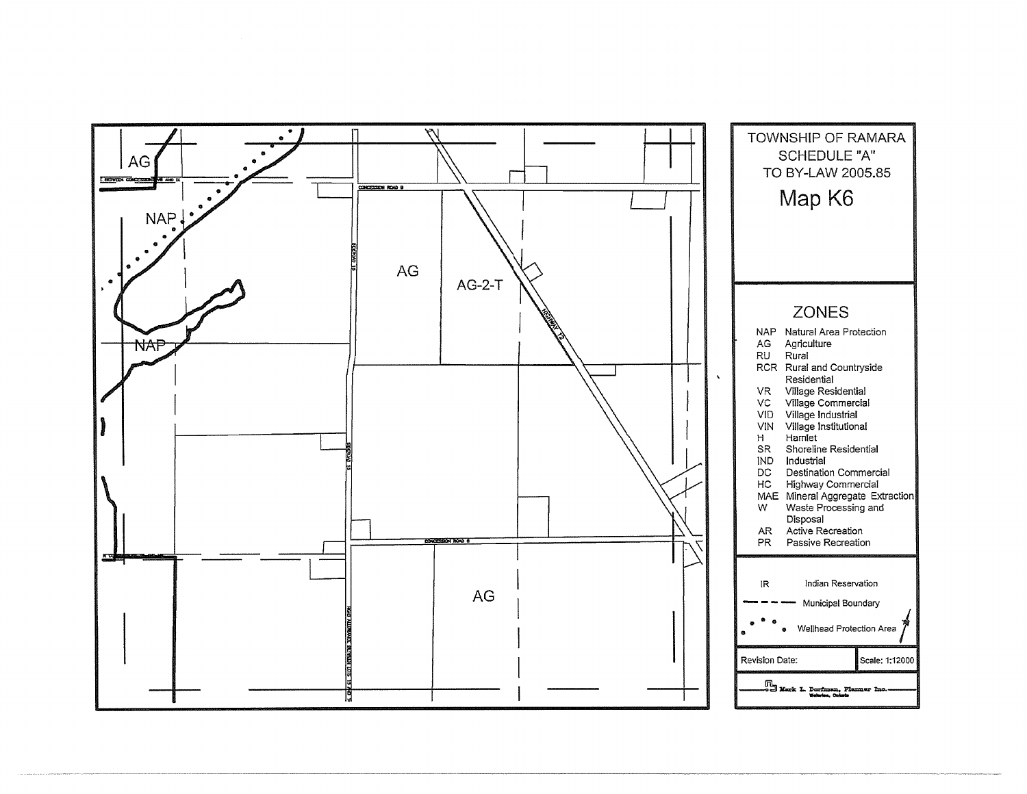TOWNSHIP OF RAMARA
SCHEDULE "A"
TO BY-LAW 2005.85

# Map K6

## ZONES

| | |
|---|---|
| NAP | Natural Area Protection |
| AG | Agriculture |
| RU | Rural |
| RCR | Rural and Countryside Residential |
| VR | Village Residential |
| VC | Village Commercial |
| VID | Village Industrial |
| VIN | Village Institutional |
| H | Hamlet |
| SR | Shoreline Residential |
| IND | Industrial |
| DC | Destination Commercial |
| HC | Highway Commercial |
| MAE | Mineral Aggregate Extraction |
| W | Waste Processing and Disposal |
| AR | Active Recreation |
| PR | Passive Recreation |

IR Indian Reservation

Municipal Boundary

Wellhead Protection Area

Revision Date:

Scale: 1:12000

Mark L. Dorfman, Planner Inc.
Waterloo, Ontario

AG

NAP

NAP

AG

AG-2-T

AG

CONCESSION ROAD 9

CONCESSION ROAD 8

HIGHWAY 12

SIDEROAD 15

ROAD ALLOWANCE BETWEEN LOTS 15 AND 16